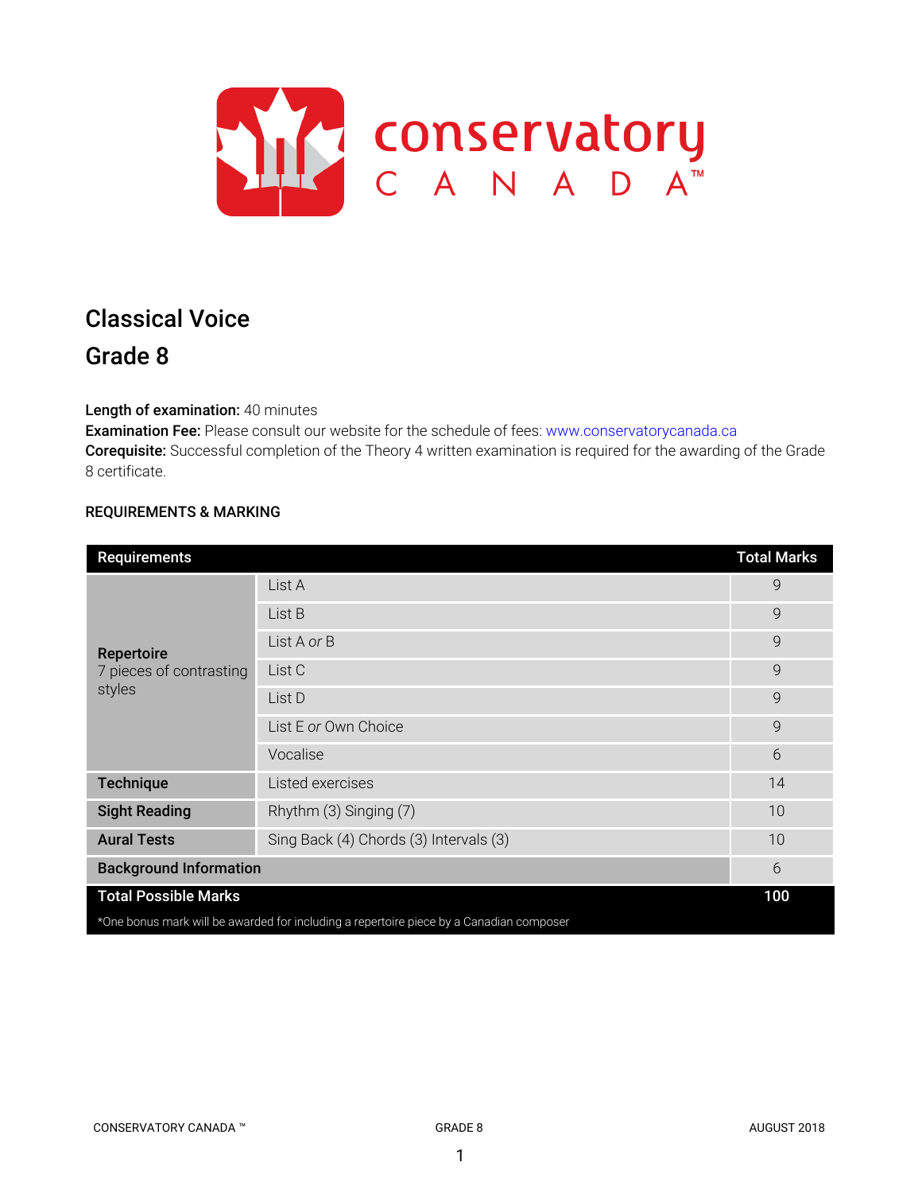# Classical Voice

## Grade 8

**Length of examination:** 40 minutes
**Examination Fee:** Please consult our website for the schedule of fees: www.conservatorycanada.ca
**Corequisite:** Successful completion of the Theory 4 written examination is required for the awarding of the Grade 8 certificate.

**REQUIREMENTS & MARKING**

| Requirements | | Total Marks |
|---|---|---|
| **Repertoire** 7 pieces of contrasting styles | List A | 9 |
| | List B | 9 |
| | List A *or* B | 9 |
| | List C | 9 |
| | List D | 9 |
| | List E *or* Own Choice | 9 |
| | Vocalise | 6 |
| **Technique** | Listed exercises | 14 |
| **Sight Reading** | Rhythm (3) Singing (7) | 10 |
| **Aural Tests** | Sing Back (4) Chords (3) Intervals (3) | 10 |
| **Background Information** | | 6 |
| **Total Possible Marks** | | **100** |

*One bonus mark will be awarded for including a repertoire piece by a Canadian composer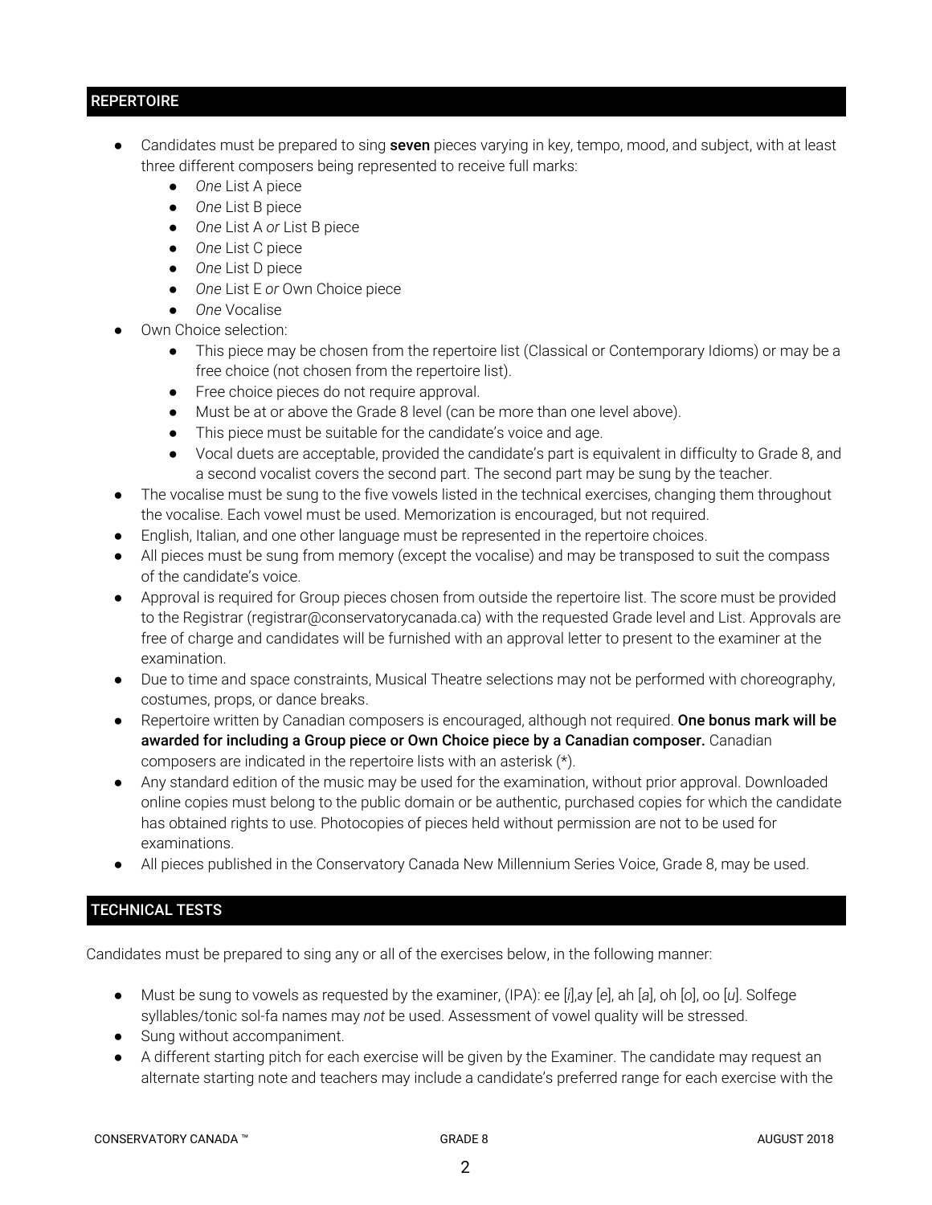## REPERTOIRE

- Candidates must be prepared to sing **seven** pieces varying in key, tempo, mood, and subject, with at least three different composers being represented to receive full marks:
  - *One* List A piece
  - *One* List B piece
  - *One* List A *or* List B piece
  - *One* List C piece
  - *One* List D piece
  - *One* List E *or* Own Choice piece
  - *One* Vocalise
- Own Choice selection:
  - This piece may be chosen from the repertoire list (Classical or Contemporary Idioms) or may be a free choice (not chosen from the repertoire list).
  - Free choice pieces do not require approval.
  - Must be at or above the Grade 8 level (can be more than one level above).
  - This piece must be suitable for the candidate's voice and age.
  - Vocal duets are acceptable, provided the candidate's part is equivalent in difficulty to Grade 8, and a second vocalist covers the second part. The second part may be sung by the teacher.
- The vocalise must be sung to the five vowels listed in the technical exercises, changing them throughout the vocalise. Each vowel must be used. Memorization is encouraged, but not required.
- English, Italian, and one other language must be represented in the repertoire choices.
- All pieces must be sung from memory (except the vocalise) and may be transposed to suit the compass of the candidate's voice.
- Approval is required for Group pieces chosen from outside the repertoire list. The score must be provided to the Registrar (registrar@conservatorycanada.ca) with the requested Grade level and List. Approvals are free of charge and candidates will be furnished with an approval letter to present to the examiner at the examination.
- Due to time and space constraints, Musical Theatre selections may not be performed with choreography, costumes, props, or dance breaks.
- Repertoire written by Canadian composers is encouraged, although not required. **One bonus mark will be awarded for including a Group piece or Own Choice piece by a Canadian composer.** Canadian composers are indicated in the repertoire lists with an asterisk (*).
- Any standard edition of the music may be used for the examination, without prior approval. Downloaded online copies must belong to the public domain or be authentic, purchased copies for which the candidate has obtained rights to use. Photocopies of pieces held without permission are not to be used for examinations.
- All pieces published in the Conservatory Canada New Millennium Series Voice, Grade 8, may be used.

## TECHNICAL TESTS

Candidates must be prepared to sing any or all of the exercises below, in the following manner:

- Must be sung to vowels as requested by the examiner, (IPA): ee [*i*],ay [*e*], ah [*a*], oh [*o*], oo [*u*]. Solfege syllables/tonic sol-fa names may *not* be used. Assessment of vowel quality will be stressed.
- Sung without accompaniment.
- A different starting pitch for each exercise will be given by the Examiner. The candidate may request an alternate starting note and teachers may include a candidate's preferred range for each exercise with the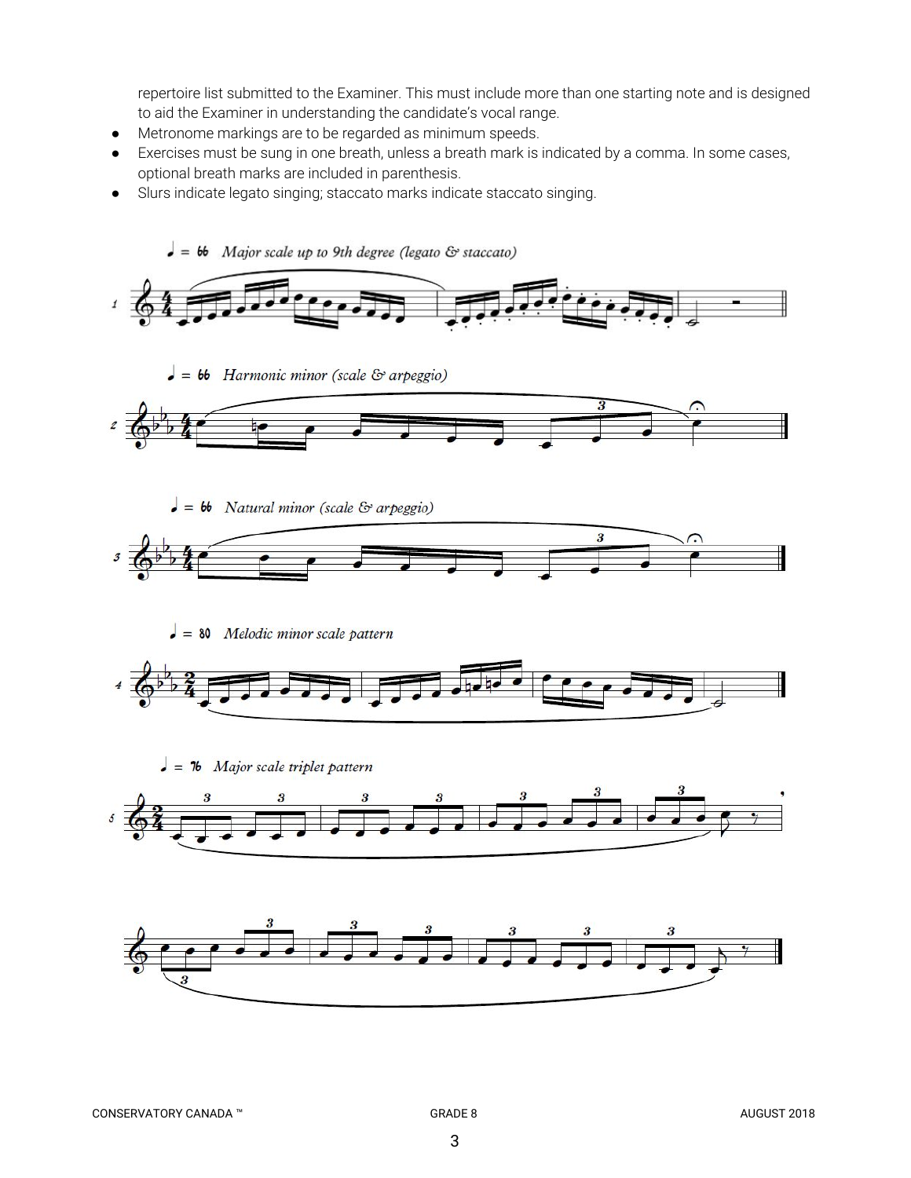repertoire list submitted to the Examiner. This must include more than one starting note and is designed to aid the Examiner in understanding the candidate's vocal range.

- Metronome markings are to be regarded as minimum speeds.
- Exercises must be sung in one breath, unless a breath mark is indicated by a comma. In some cases, optional breath marks are included in parenthesis.
- Slurs indicate legato singing; staccato marks indicate staccato singing.

♩ = 66 *Major scale up to 9th degree (legato & staccato)*

♩ = 66 *Harmonic minor (scale & arpeggio)*

♩ = 66 *Natural minor (scale & arpeggio)*

♩ = 80 *Melodic minor scale pattern*

♩ = 76 *Major scale triplet pattern*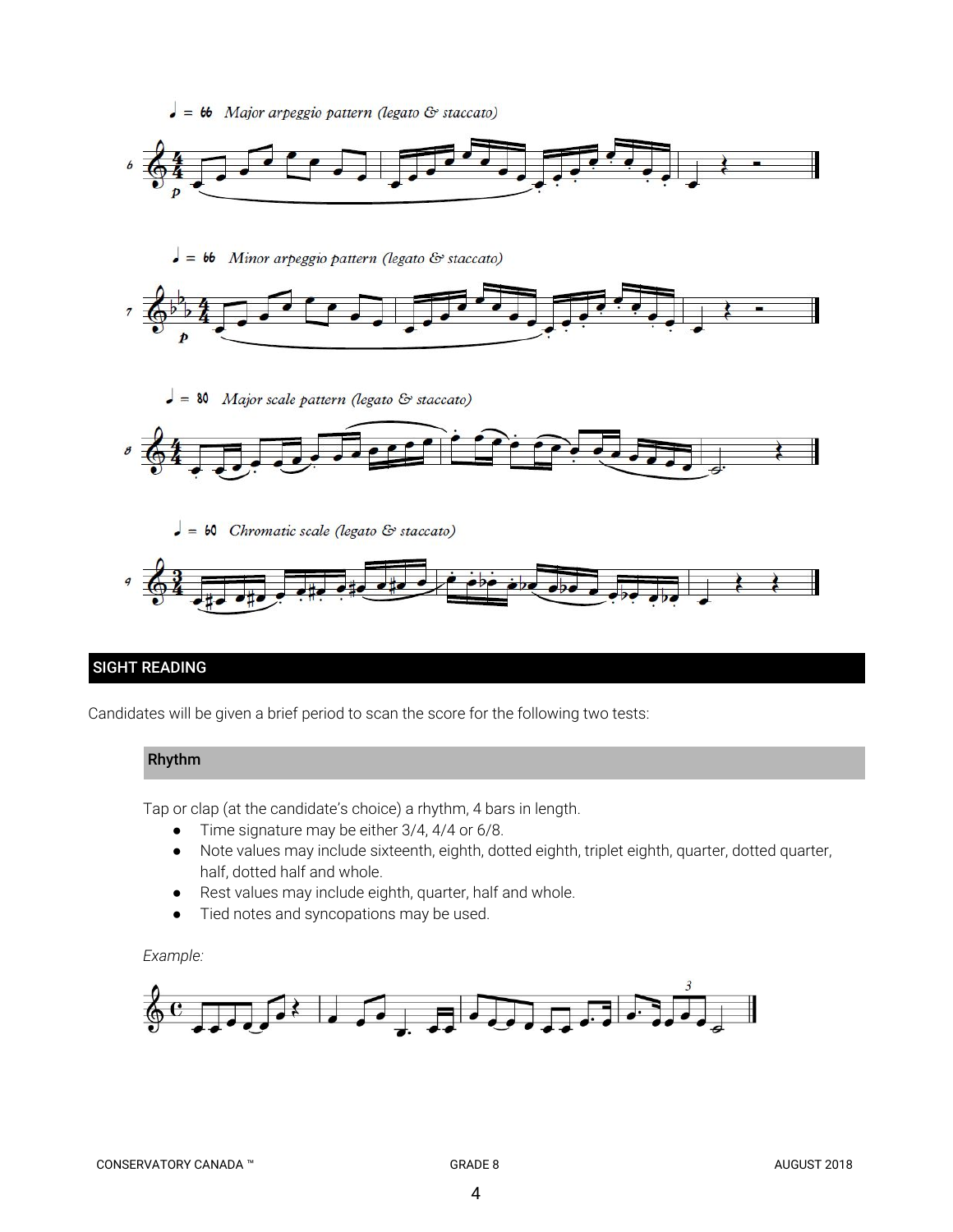♩ = 66 *Major arpeggio pattern (legato & staccato)*

♩ = 66 *Minor arpeggio pattern (legato & staccato)*

♩ = 80 *Major scale pattern (legato & staccato)*

♩ = 60 *Chromatic scale (legato & staccato)*

## SIGHT READING

Candidates will be given a brief period to scan the score for the following two tests:

### Rhythm

Tap or clap (at the candidate's choice) a rhythm, 4 bars in length.

- Time signature may be either 3/4, 4/4 or 6/8.
- Note values may include sixteenth, eighth, dotted eighth, triplet eighth, quarter, dotted quarter, half, dotted half and whole.
- Rest values may include eighth, quarter, half and whole.
- Tied notes and syncopations may be used.

*Example:*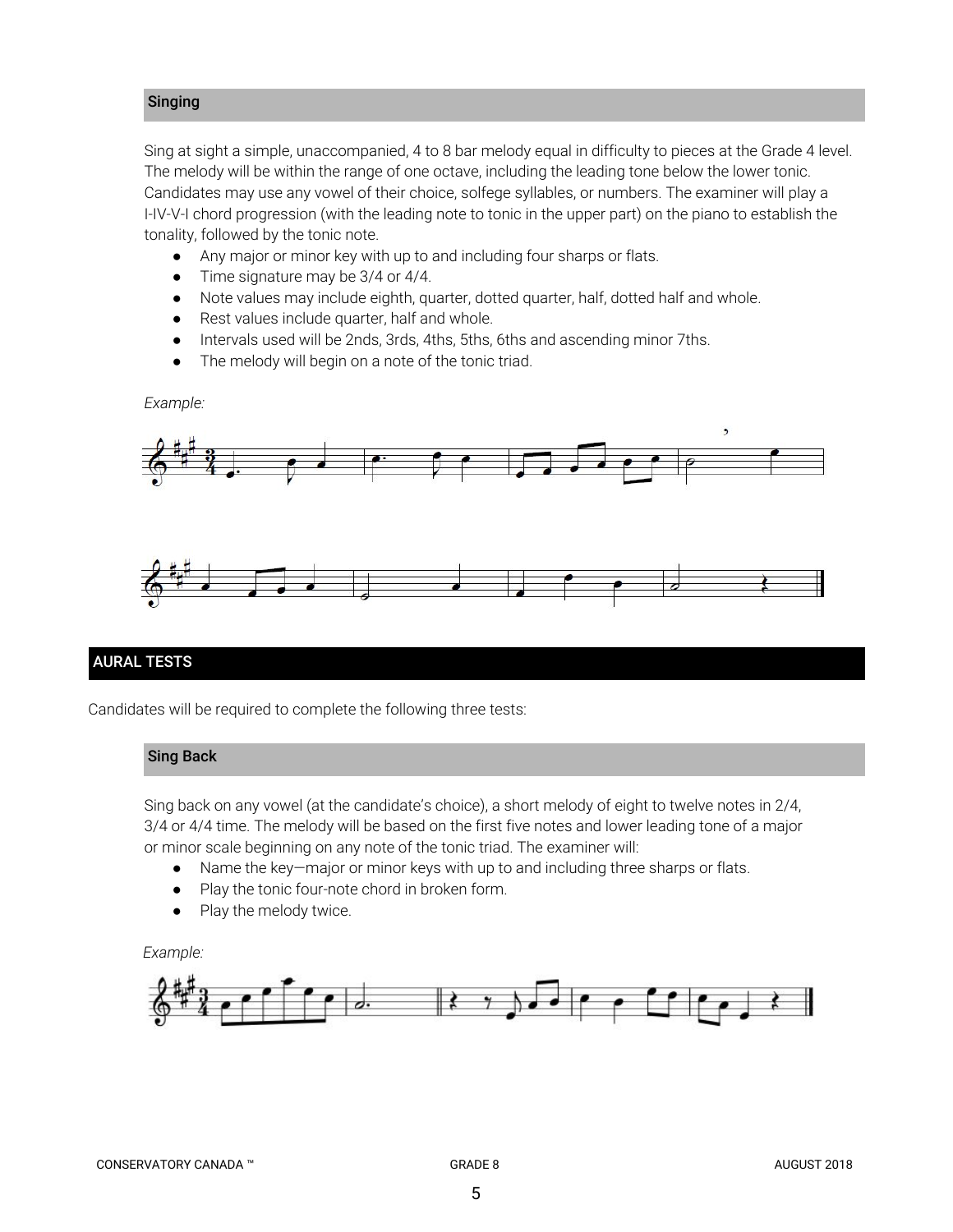## Singing

Sing at sight a simple, unaccompanied, 4 to 8 bar melody equal in difficulty to pieces at the Grade 4 level. The melody will be within the range of one octave, including the leading tone below the lower tonic. Candidates may use any vowel of their choice, solfege syllables, or numbers. The examiner will play a I-IV-V-I chord progression (with the leading note to tonic in the upper part) on the piano to establish the tonality, followed by the tonic note.

- Any major or minor key with up to and including four sharps or flats.
- Time signature may be 3/4 or 4/4.
- Note values may include eighth, quarter, dotted quarter, half, dotted half and whole.
- Rest values include quarter, half and whole.
- Intervals used will be 2nds, 3rds, 4ths, 5ths, 6ths and ascending minor 7ths.
- The melody will begin on a note of the tonic triad.

*Example:*

# AURAL TESTS

Candidates will be required to complete the following three tests:

## Sing Back

Sing back on any vowel (at the candidate's choice), a short melody of eight to twelve notes in 2/4, 3/4 or 4/4 time. The melody will be based on the first five notes and lower leading tone of a major or minor scale beginning on any note of the tonic triad. The examiner will:

- Name the key—major or minor keys with up to and including three sharps or flats.
- Play the tonic four-note chord in broken form.
- Play the melody twice.

*Example:*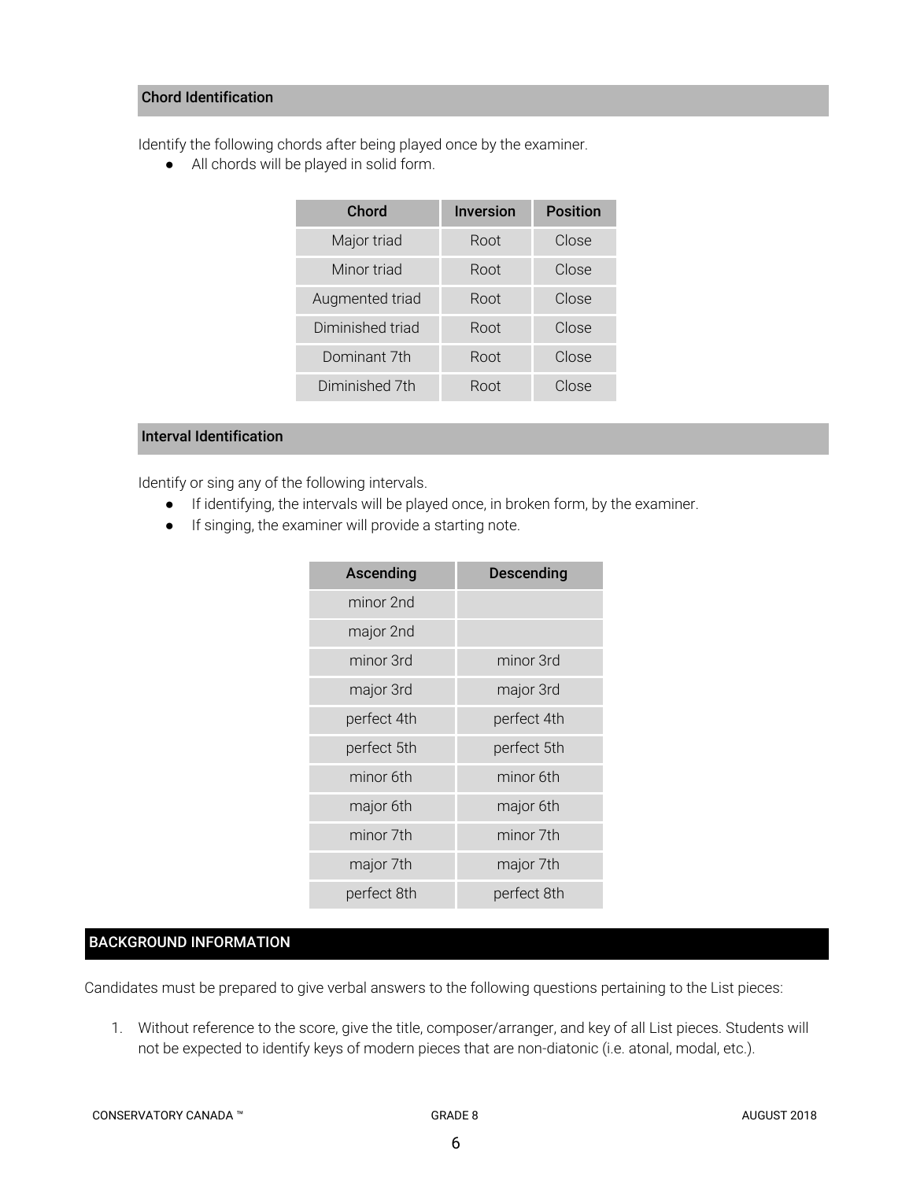### Chord Identification

Identify the following chords after being played once by the examiner.

- All chords will be played in solid form.

| Chord | Inversion | Position |
|---|---|---|
| Major triad | Root | Close |
| Minor triad | Root | Close |
| Augmented triad | Root | Close |
| Diminished triad | Root | Close |
| Dominant 7th | Root | Close |
| Diminished 7th | Root | Close |

### Interval Identification

Identify or sing any of the following intervals.

- If identifying, the intervals will be played once, in broken form, by the examiner.
- If singing, the examiner will provide a starting note.

| Ascending | Descending |
|---|---|
| minor 2nd | |
| major 2nd | |
| minor 3rd | minor 3rd |
| major 3rd | major 3rd |
| perfect 4th | perfect 4th |
| perfect 5th | perfect 5th |
| minor 6th | minor 6th |
| major 6th | major 6th |
| minor 7th | minor 7th |
| major 7th | major 7th |
| perfect 8th | perfect 8th |

## BACKGROUND INFORMATION

Candidates must be prepared to give verbal answers to the following questions pertaining to the List pieces:

1. Without reference to the score, give the title, composer/arranger, and key of all List pieces. Students will not be expected to identify keys of modern pieces that are non-diatonic (i.e. atonal, modal, etc.).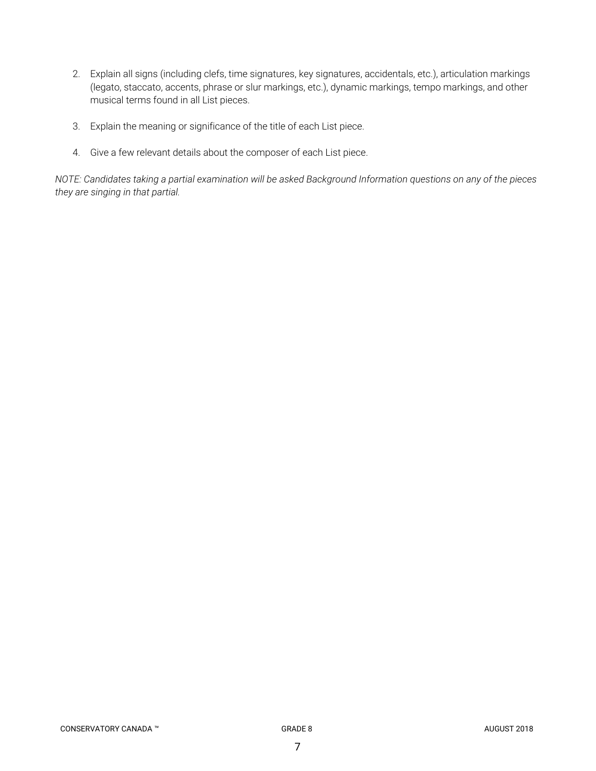2. Explain all signs (including clefs, time signatures, key signatures, accidentals, etc.), articulation markings (legato, staccato, accents, phrase or slur markings, etc.), dynamic markings, tempo markings, and other musical terms found in all List pieces.

3. Explain the meaning or significance of the title of each List piece.

4. Give a few relevant details about the composer of each List piece.

*NOTE: Candidates taking a partial examination will be asked Background Information questions on any of the pieces they are singing in that partial.*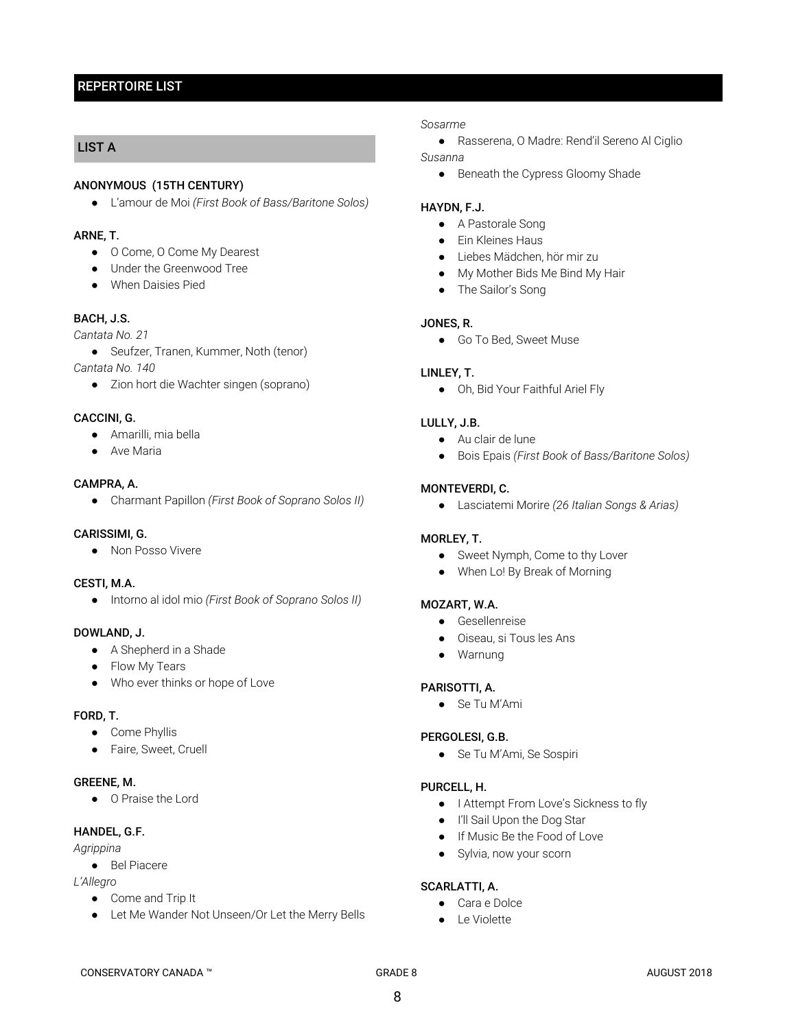## REPERTOIRE LIST

### LIST A

**ANONYMOUS (15TH CENTURY)**
- L'amour de Moi *(First Book of Bass/Baritone Solos)*

**ARNE, T.**
- O Come, O Come My Dearest
- Under the Greenwood Tree
- When Daisies Pied

**BACH, J.S.**

*Cantata No. 21*
- Seufzer, Tranen, Kummer, Noth (tenor)

*Cantata No. 140*
- Zion hort die Wachter singen (soprano)

**CACCINI, G.**
- Amarilli, mia bella
- Ave Maria

**CAMPRA, A.**
- Charmant Papillon *(First Book of Soprano Solos II)*

**CARISSIMI, G.**
- Non Posso Vivere

**CESTI, M.A.**
- Intorno al idol mio *(First Book of Soprano Solos II)*

**DOWLAND, J.**
- A Shepherd in a Shade
- Flow My Tears
- Who ever thinks or hope of Love

**FORD, T.**
- Come Phyllis
- Faire, Sweet, Cruell

**GREENE, M.**
- O Praise the Lord

**HANDEL, G.F.**

*Agrippina*
- Bel Piacere

*L'Allegro*
- Come and Trip It
- Let Me Wander Not Unseen/Or Let the Merry Bells

*Sosarme*
- Rasserena, O Madre: Rend'il Sereno Al Ciglio

*Susanna*
- Beneath the Cypress Gloomy Shade

**HAYDN, F.J.**
- A Pastorale Song
- Ein Kleines Haus
- Liebes Mädchen, hör mir zu
- My Mother Bids Me Bind My Hair
- The Sailor's Song

**JONES, R.**
- Go To Bed, Sweet Muse

**LINLEY, T.**
- Oh, Bid Your Faithful Ariel Fly

**LULLY, J.B.**
- Au clair de lune
- Bois Epais *(First Book of Bass/Baritone Solos)*

**MONTEVERDI, C.**
- Lasciatemi Morire *(26 Italian Songs & Arias)*

**MORLEY, T.**
- Sweet Nymph, Come to thy Lover
- When Lo! By Break of Morning

**MOZART, W.A.**
- Gesellenreise
- Oiseau, si Tous les Ans
- Warnung

**PARISOTTI, A.**
- Se Tu M'Ami

**PERGOLESI, G.B.**
- Se Tu M'Ami, Se Sospiri

**PURCELL, H.**
- I Attempt From Love's Sickness to fly
- I'll Sail Upon the Dog Star
- If Music Be the Food of Love
- Sylvia, now your scorn

**SCARLATTI, A.**
- Cara e Dolce
- Le Violette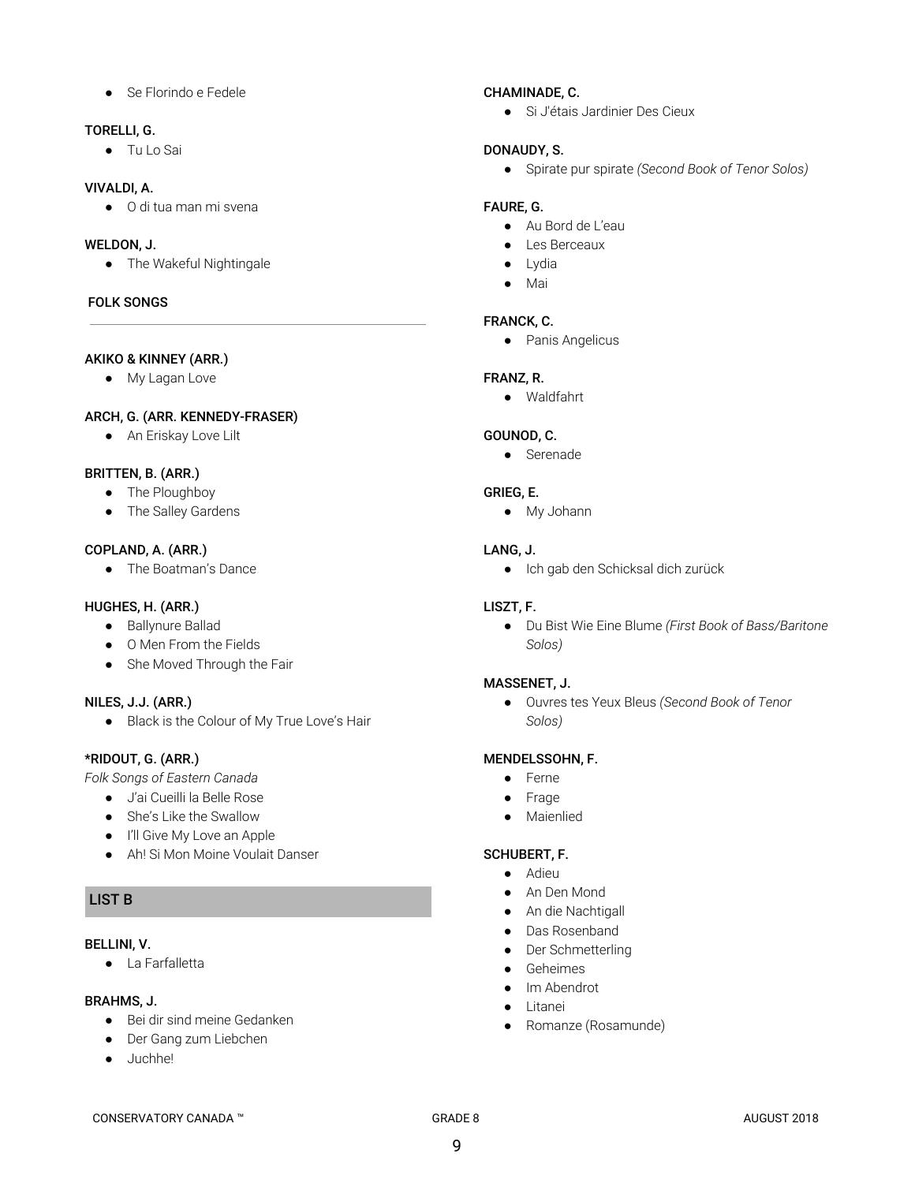- Se Florindo e Fedele

**TORELLI, G.**
- Tu Lo Sai

**VIVALDI, A.**
- O di tua man mi svena

**WELDON, J.**
- The Wakeful Nightingale

## FOLK SONGS

**AKIKO & KINNEY (ARR.)**
- My Lagan Love

**ARCH, G. (ARR. KENNEDY-FRASER)**
- An Eriskay Love Lilt

**BRITTEN, B. (ARR.)**
- The Ploughboy
- The Salley Gardens

**COPLAND, A. (ARR.)**
- The Boatman's Dance

**HUGHES, H. (ARR.)**
- Ballynure Ballad
- O Men From the Fields
- She Moved Through the Fair

**NILES, J.J. (ARR.)**
- Black is the Colour of My True Love's Hair

**\*RIDOUT, G. (ARR.)**
*Folk Songs of Eastern Canada*
- J'ai Cueilli la Belle Rose
- She's Like the Swallow
- I'll Give My Love an Apple
- Ah! Si Mon Moine Voulait Danser

## LIST B

**BELLINI, V.**
- La Farfalletta

**BRAHMS, J.**
- Bei dir sind meine Gedanken
- Der Gang zum Liebchen
- Juchhe!

**CHAMINADE, C.**
- Si J'étais Jardinier Des Cieux

**DONAUDY, S.**
- Spirate pur spirate *(Second Book of Tenor Solos)*

**FAURE, G.**
- Au Bord de L'eau
- Les Berceaux
- Lydia
- Mai

**FRANCK, C.**
- Panis Angelicus

**FRANZ, R.**
- Waldfahrt

**GOUNOD, C.**
- Serenade

**GRIEG, E.**
- My Johann

**LANG, J.**
- Ich gab den Schicksal dich zurück

**LISZT, F.**
- Du Bist Wie Eine Blume *(First Book of Bass/Baritone Solos)*

**MASSENET, J.**
- Ouvres tes Yeux Bleus *(Second Book of Tenor Solos)*

**MENDELSSOHN, F.**
- Ferne
- Frage
- Maienlied

**SCHUBERT, F.**
- Adieu
- An Den Mond
- An die Nachtigall
- Das Rosenband
- Der Schmetterling
- Geheimes
- Im Abendrot
- Litanei
- Romanze (Rosamunde)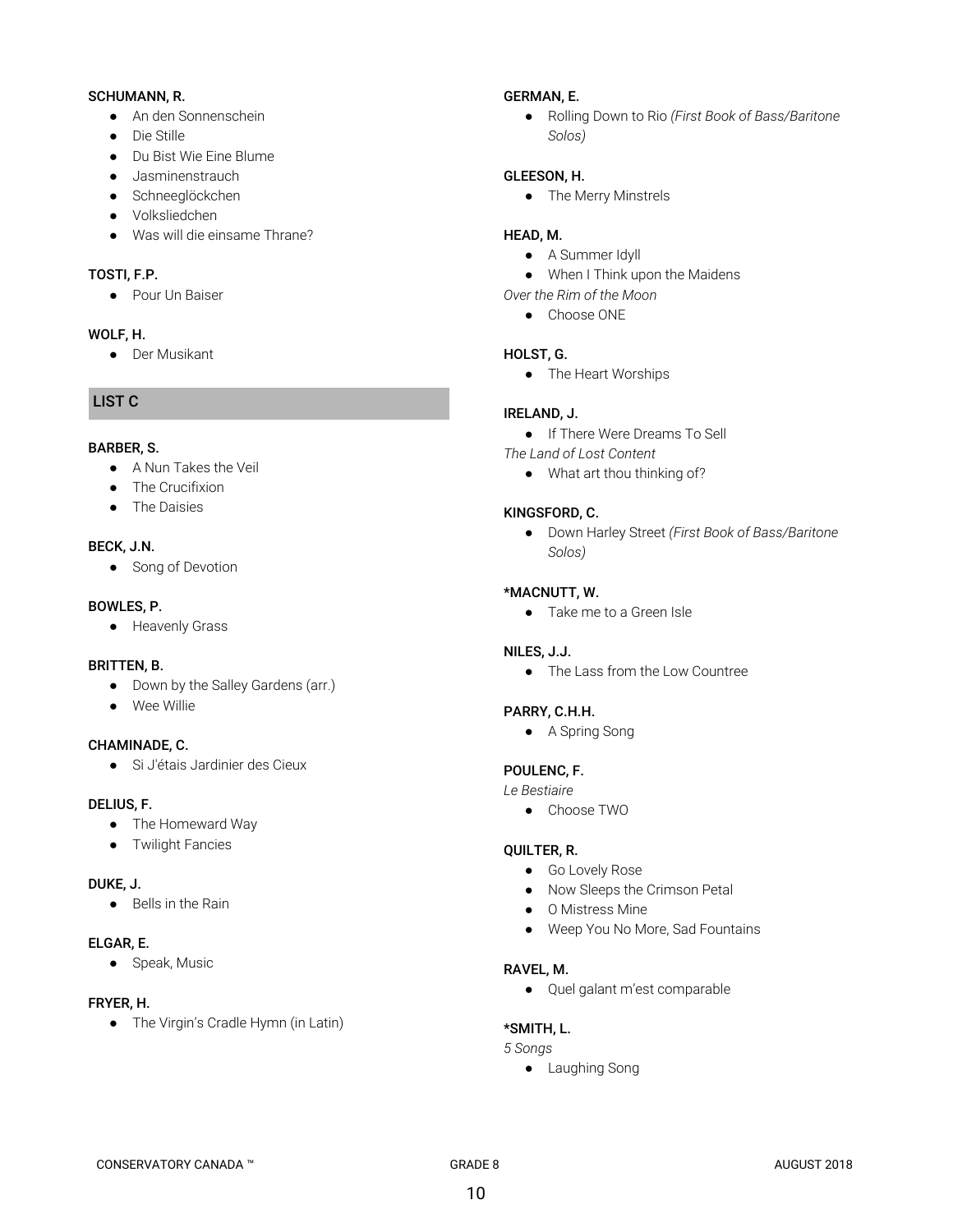**SCHUMANN, R.**

- An den Sonnenschein
- Die Stille
- Du Bist Wie Eine Blume
- Jasminenstrauch
- Schneeglöckchen
- Volksliedchen
- Was will die einsame Thrane?

**TOSTI, F.P.**

- Pour Un Baiser

**WOLF, H.**

- Der Musikant

## LIST C

**BARBER, S.**

- A Nun Takes the Veil
- The Crucifixion
- The Daisies

**BECK, J.N.**

- Song of Devotion

**BOWLES, P.**

- Heavenly Grass

**BRITTEN, B.**

- Down by the Salley Gardens (arr.)
- Wee Willie

**CHAMINADE, C.**

- Si J'étais Jardinier des Cieux

**DELIUS, F.**

- The Homeward Way
- Twilight Fancies

**DUKE, J.**

- Bells in the Rain

**ELGAR, E.**

- Speak, Music

**FRYER, H.**

- The Virgin's Cradle Hymn (in Latin)

**GERMAN, E.**

- Rolling Down to Rio *(First Book of Bass/Baritone Solos)*

**GLEESON, H.**

- The Merry Minstrels

**HEAD, M.**

- A Summer Idyll
- When I Think upon the Maidens

*Over the Rim of the Moon*

- Choose ONE

**HOLST, G.**

- The Heart Worships

**IRELAND, J.**

- If There Were Dreams To Sell

*The Land of Lost Content*

- What art thou thinking of?

**KINGSFORD, C.**

- Down Harley Street *(First Book of Bass/Baritone Solos)*

**\*MACNUTT, W.**

- Take me to a Green Isle

**NILES, J.J.**

- The Lass from the Low Countree

**PARRY, C.H.H.**

- A Spring Song

**POULENC, F.**

*Le Bestiaire*

- Choose TWO

**QUILTER, R.**

- Go Lovely Rose
- Now Sleeps the Crimson Petal
- O Mistress Mine
- Weep You No More, Sad Fountains

**RAVEL, M.**

- Quel galant m'est comparable

**\*SMITH, L.**

*5 Songs*

- Laughing Song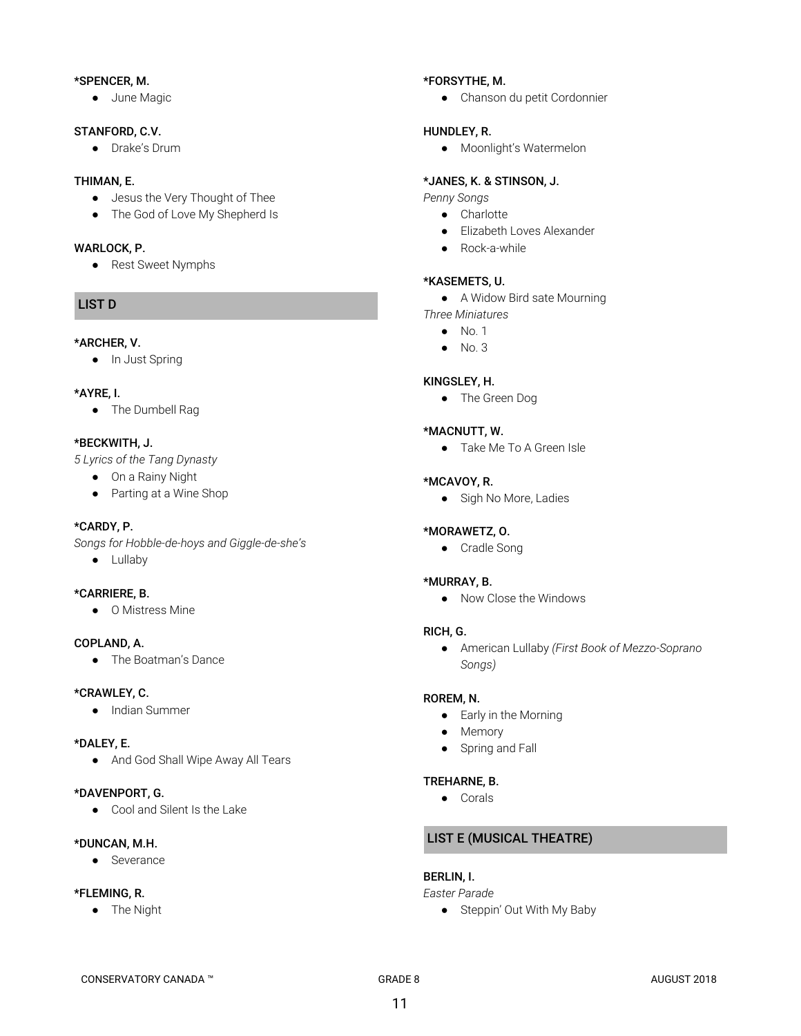**\*SPENCER, M.**

- June Magic

**STANFORD, C.V.**

- Drake's Drum

**THIMAN, E.**

- Jesus the Very Thought of Thee
- The God of Love My Shepherd Is

**WARLOCK, P.**

- Rest Sweet Nymphs

## LIST D

**\*ARCHER, V.**

- In Just Spring

**\*AYRE, I.**

- The Dumbell Rag

**\*BECKWITH, J.**

*5 Lyrics of the Tang Dynasty*

- On a Rainy Night
- Parting at a Wine Shop

**\*CARDY, P.**

*Songs for Hobble-de-hoys and Giggle-de-she's*

- Lullaby

**\*CARRIERE, B.**

- O Mistress Mine

**COPLAND, A.**

- The Boatman's Dance

**\*CRAWLEY, C.**

- Indian Summer

**\*DALEY, E.**

- And God Shall Wipe Away All Tears

**\*DAVENPORT, G.**

- Cool and Silent Is the Lake

**\*DUNCAN, M.H.**

- Severance

**\*FLEMING, R.**

- The Night

**\*FORSYTHE, M.**

- Chanson du petit Cordonnier

**HUNDLEY, R.**

- Moonlight's Watermelon

**\*JANES, K. & STINSON, J.**

*Penny Songs*

- Charlotte
- Elizabeth Loves Alexander
- Rock-a-while

**\*KASEMETS, U.**

- A Widow Bird sate Mourning

*Three Miniatures*

- No. 1
- No. 3

**KINGSLEY, H.**

- The Green Dog

**\*MACNUTT, W.**

- Take Me To A Green Isle

**\*MCAVOY, R.**

- Sigh No More, Ladies

**\*MORAWETZ, O.**

- Cradle Song

**\*MURRAY, B.**

- Now Close the Windows

**RICH, G.**

- American Lullaby *(First Book of Mezzo-Soprano Songs)*

**ROREM, N.**

- Early in the Morning
- Memory
- Spring and Fall

**TREHARNE, B.**

- Corals

## LIST E (MUSICAL THEATRE)

**BERLIN, I.**

*Easter Parade*

- Steppin' Out With My Baby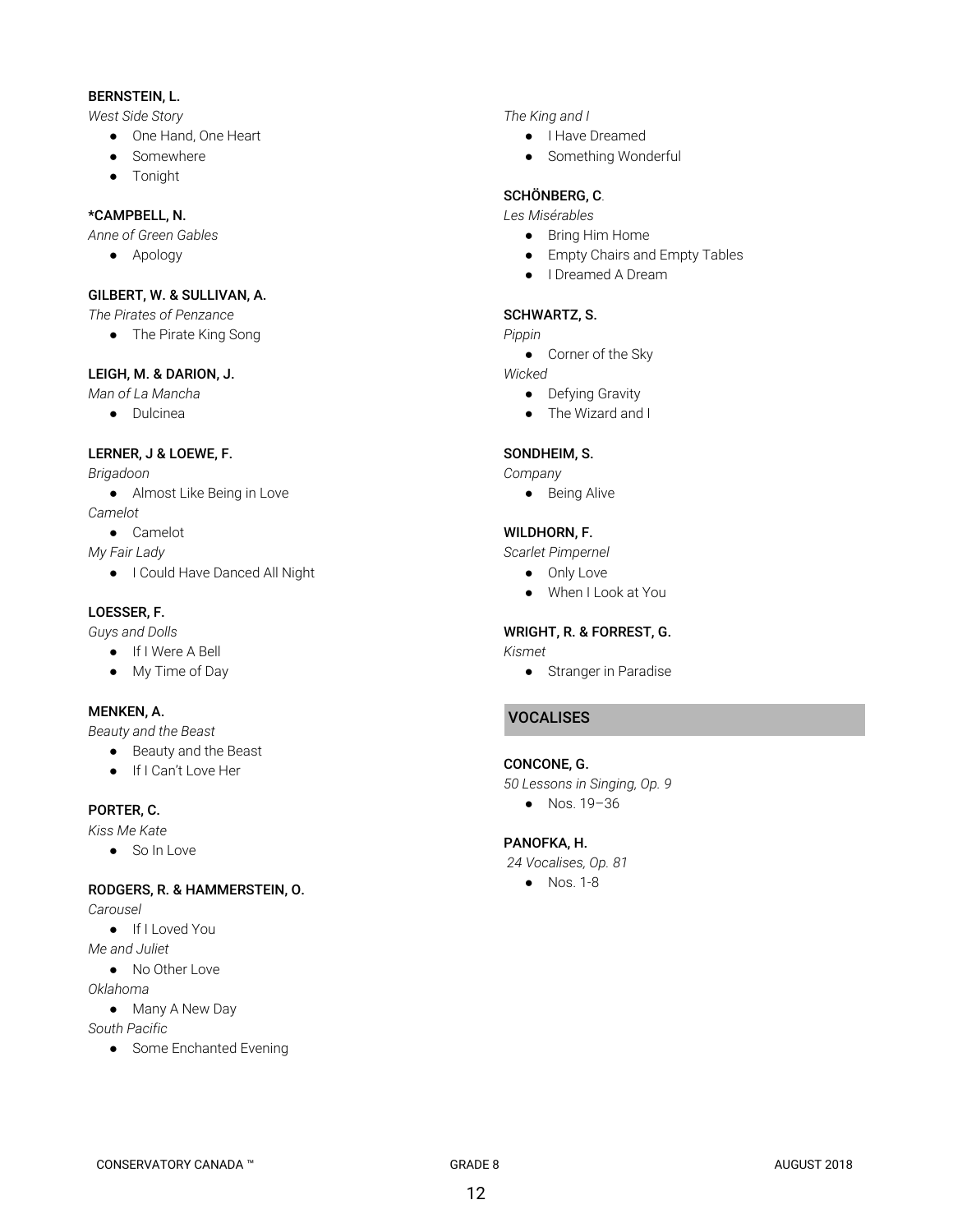**BERNSTEIN, L.**

*West Side Story*

- One Hand, One Heart
- Somewhere
- Tonight

***CAMPBELL, N.**

*Anne of Green Gables*

- Apology

**GILBERT, W. & SULLIVAN, A.**

*The Pirates of Penzance*

- The Pirate King Song

**LEIGH, M. & DARION, J.**

*Man of La Mancha*

- Dulcinea

**LERNER, J & LOEWE, F.**

*Brigadoon*

- Almost Like Being in Love

*Camelot*

- Camelot

*My Fair Lady*

- I Could Have Danced All Night

**LOESSER, F.**

*Guys and Dolls*

- If I Were A Bell
- My Time of Day

**MENKEN, A.**

*Beauty and the Beast*

- Beauty and the Beast
- If I Can't Love Her

**PORTER, C.**

*Kiss Me Kate*

- So In Love

**RODGERS, R. & HAMMERSTEIN, O.**

*Carousel*

- If I Loved You

*Me and Juliet*

- No Other Love

*Oklahoma*

- Many A New Day

*South Pacific*

- Some Enchanted Evening

*The King and I*

- I Have Dreamed
- Something Wonderful

**SCHÖNBERG, C.**

*Les Misérables*

- Bring Him Home
- Empty Chairs and Empty Tables
- I Dreamed A Dream

**SCHWARTZ, S.**

*Pippin*

- Corner of the Sky

*Wicked*

- Defying Gravity
- The Wizard and I

**SONDHEIM, S.**

*Company*

- Being Alive

**WILDHORN, F.**

*Scarlet Pimpernel*

- Only Love
- When I Look at You

**WRIGHT, R. & FORREST, G.**

*Kismet*

- Stranger in Paradise

## VOCALISES

**CONCONE, G.**

*50 Lessons in Singing, Op. 9*

- Nos. 19–36

**PANOFKA, H.**

*24 Vocalises, Op. 81*

- Nos. 1-8